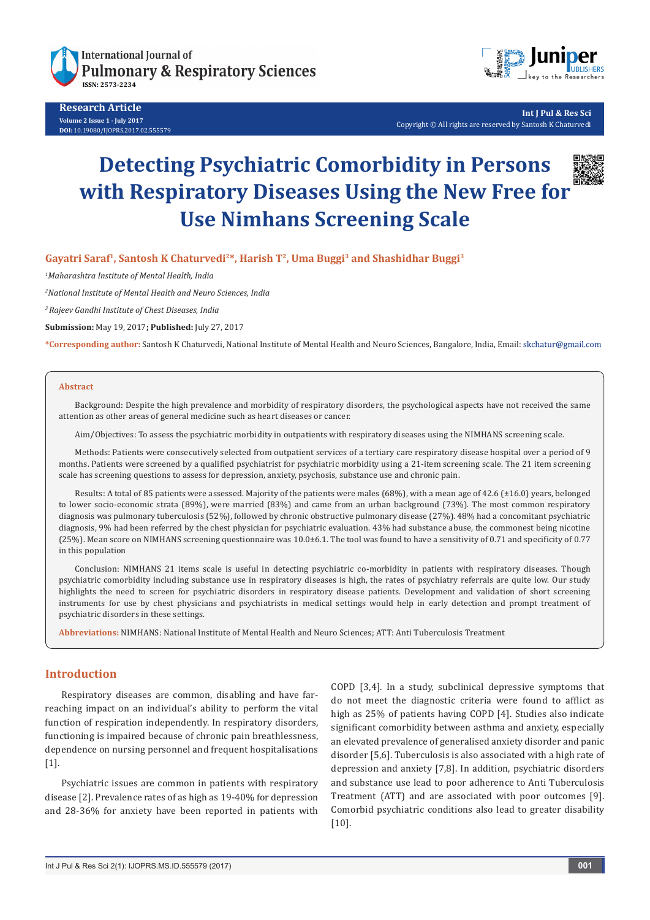Research Article

Volume 2 Issue 1 - July 2017

DOI: 10.19080/IJOPRS.2017.02.555579

Copyright © All rights are reserved by Santosh K Chaturvedi

# Detecting Psychiatric Comorbidity in Persons with Respiratory Diseases Using the New Free for Use Nimhans Screening Scale

**Gayatri Saraf[1], Santosh K Chaturvedi[2]*, Harish T[2], Uma Buggi[3] and Shashidhar Buggi[3]**

*[1]Maharashtra Institute of Mental Health, India*

*[2]National Institute of Mental Health and Neuro Sciences, India*

*[3] Rajeev Gandhi Institute of Chest Diseases, India*

**Submission:** May 19, 2017**; Published:** July 27, 2017

***Corresponding author:** Santosh K Chaturvedi, National Institute of Mental Health and Neuro Sciences, Bangalore, India, Email: skchatur@gmail.com

## Abstract

Background: Despite the high prevalence and morbidity of respiratory disorders, the psychological aspects have not received the same attention as other areas of general medicine such as heart diseases or cancer.

Aim/Objectives: To assess the psychiatric morbidity in outpatients with respiratory diseases using the NIMHANS screening scale.

Methods: Patients were consecutively selected from outpatient services of a tertiary care respiratory disease hospital over a period of 9 months. Patients were screened by a qualified psychiatrist for psychiatric morbidity using a 21-item screening scale. The 21 item screening scale has screening questions to assess for depression, anxiety, psychosis, substance use and chronic pain.

Results: A total of 85 patients were assessed. Majority of the patients were males (68%), with a mean age of 42.6 (±16.0) years, belonged to lower socio-economic strata (89%), were married (83%) and came from an urban background (73%). The most common respiratory diagnosis was pulmonary tuberculosis (52%), followed by chronic obstructive pulmonary disease (27%). 48% had a concomitant psychiatric diagnosis, 9% had been referred by the chest physician for psychiatric evaluation. 43% had substance abuse, the commonest being nicotine (25%). Mean score on NIMHANS screening questionnaire was 10.0±6.1. The tool was found to have a sensitivity of 0.71 and specificity of 0.77 in this population

Conclusion: NIMHANS 21 items scale is useful in detecting psychiatric co-morbidity in patients with respiratory diseases. Though psychiatric comorbidity including substance use in respiratory diseases is high, the rates of psychiatry referrals are quite low. Our study highlights the need to screen for psychiatric disorders in respiratory disease patients. Development and validation of short screening instruments for use by chest physicians and psychiatrists in medical settings would help in early detection and prompt treatment of psychiatric disorders in these settings.

**Abbreviations:** NIMHANS: National Institute of Mental Health and Neuro Sciences; ATT: Anti Tuberculosis Treatment

## Introduction

Respiratory diseases are common, disabling and have far-reaching impact on an individual's ability to perform the vital function of respiration independently. In respiratory disorders, functioning is impaired because of chronic pain breathlessness, dependence on nursing personnel and frequent hospitalisations [1].

Psychiatric issues are common in patients with respiratory disease [2]. Prevalence rates of as high as 19-40% for depression and 28-36% for anxiety have been reported in patients with COPD [3,4]. In a study, subclinical depressive symptoms that do not meet the diagnostic criteria were found to afflict as high as 25% of patients having COPD [4]. Studies also indicate significant comorbidity between asthma and anxiety, especially an elevated prevalence of generalised anxiety disorder and panic disorder [5,6]. Tuberculosis is also associated with a high rate of depression and anxiety [7,8]. In addition, psychiatric disorders and substance use lead to poor adherence to Anti Tuberculosis Treatment (ATT) and are associated with poor outcomes [9]. Comorbid psychiatric conditions also lead to greater disability [10].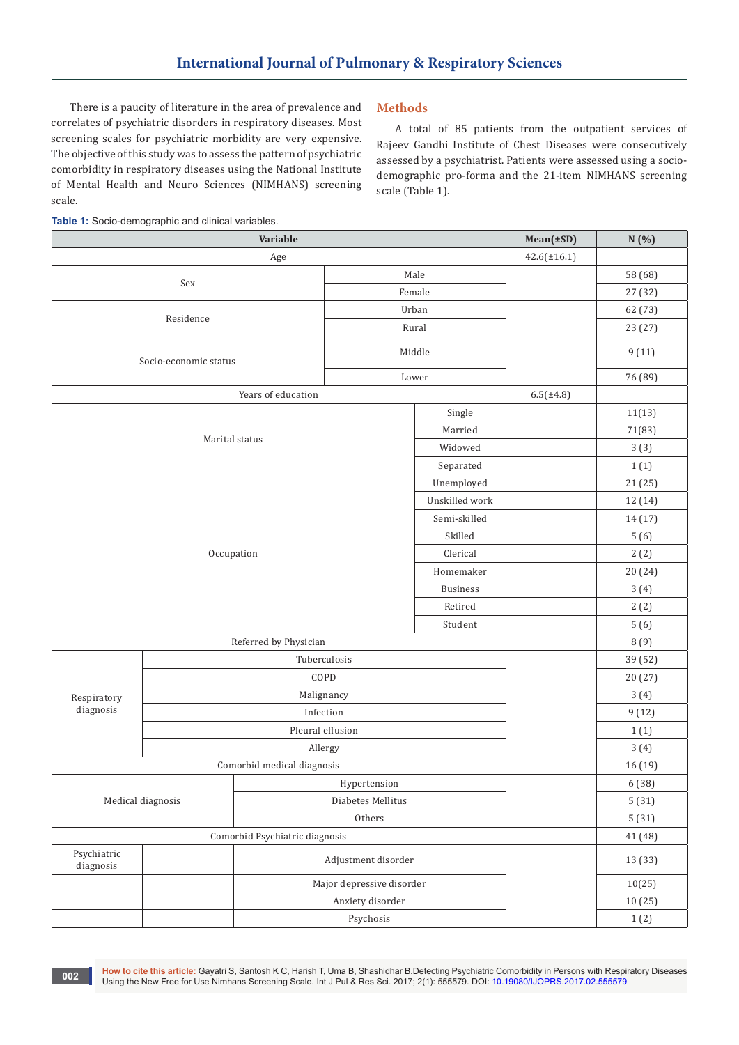There is a paucity of literature in the area of prevalence and correlates of psychiatric disorders in respiratory diseases. Most screening scales for psychiatric morbidity are very expensive. The objective of this study was to assess the pattern of psychiatric comorbidity in respiratory diseases using the National Institute of Mental Health and Neuro Sciences (NIMHANS) screening scale.

## Methods

A total of 85 patients from the outpatient services of Rajeev Gandhi Institute of Chest Diseases were consecutively assessed by a psychiatrist. Patients were assessed using a socio-demographic pro-forma and the 21-item NIMHANS screening scale (Table 1).

**Table 1:** Socio-demographic and clinical variables.

| Variable | | Mean(±SD) | N (%) |
|---|---|---|---|
| Age | | 42.6(±16.1) | |
| Sex | Male | | 58 (68) |
| | Female | | 27 (32) |
| Residence | Urban | | 62 (73) |
| | Rural | | 23 (27) |
| Socio-economic status | Middle | | 9 (11) |
| | Lower | | 76 (89) |
| Years of education | | 6.5(±4.8) | |
| Marital status | Single | | 11(13) |
| | Married | | 71(83) |
| | Widowed | | 3 (3) |
| | Separated | | 1 (1) |
| Occupation | Unemployed | | 21 (25) |
| | Unskilled work | | 12 (14) |
| | Semi-skilled | | 14 (17) |
| | Skilled | | 5 (6) |
| | Clerical | | 2 (2) |
| | Homemaker | | 20 (24) |
| | Business | | 3 (4) |
| | Retired | | 2 (2) |
| | Student | | 5 (6) |
| Referred by Physician | | | 8 (9) |
| Respiratory diagnosis | Tuberculosis | | 39 (52) |
| | COPD | | 20 (27) |
| | Malignancy | | 3 (4) |
| | Infection | | 9 (12) |
| | Pleural effusion | | 1 (1) |
| | Allergy | | 3 (4) |
| Comorbid medical diagnosis | | | 16 (19) |
| Medical diagnosis | Hypertension | | 6 (38) |
| | Diabetes Mellitus | | 5 (31) |
| | Others | | 5 (31) |
| Comorbid Psychiatric diagnosis | | | 41 (48) |
| Psychiatric diagnosis | Adjustment disorder | | 13 (33) |
| | Major depressive disorder | | 10(25) |
| | Anxiety disorder | | 10 (25) |
| | Psychosis | | 1 (2) |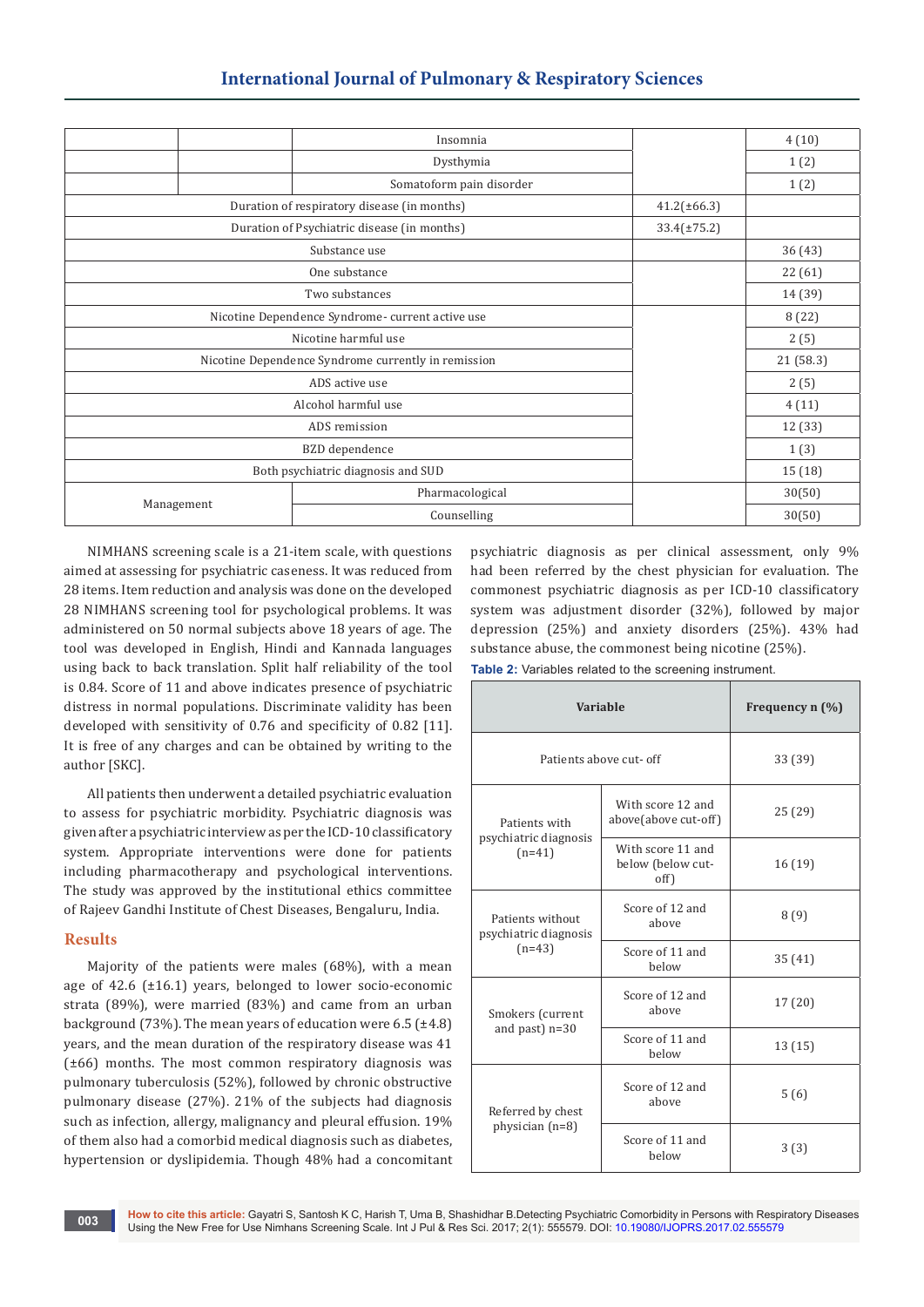| | | | | |
|---|---|---|---|---|
| | | Insomnia | | 4 (10) |
| | | Dysthymia | | 1 (2) |
| | | Somatoform pain disorder | | 1 (2) |
| Duration of respiratory disease (in months) | | | 41.2(±66.3) | |
| Duration of Psychiatric disease (in months) | | | 33.4(±75.2) | |
| Substance use | | | | 36 (43) |
| One substance | | | | 22 (61) |
| Two substances | | | | 14 (39) |
| Nicotine Dependence Syndrome- current active use | | | | 8 (22) |
| Nicotine harmful use | | | | 2 (5) |
| Nicotine Dependence Syndrome currently in remission | | | | 21 (58.3) |
| ADS active use | | | | 2 (5) |
| Alcohol harmful use | | | | 4 (11) |
| ADS remission | | | | 12 (33) |
| BZD dependence | | | | 1 (3) |
| Both psychiatric diagnosis and SUD | | | | 15 (18) |
| Management | | Pharmacological | | 30(50) |
| | | Counselling | | 30(50) |

NIMHANS screening scale is a 21-item scale, with questions aimed at assessing for psychiatric caseness. It was reduced from 28 items. Item reduction and analysis was done on the developed 28 NIMHANS screening tool for psychological problems. It was administered on 50 normal subjects above 18 years of age. The tool was developed in English, Hindi and Kannada languages using back to back translation. Split half reliability of the tool is 0.84. Score of 11 and above indicates presence of psychiatric distress in normal populations. Discriminate validity has been developed with sensitivity of 0.76 and specificity of 0.82 [11]. It is free of any charges and can be obtained by writing to the author [SKC].

All patients then underwent a detailed psychiatric evaluation to assess for psychiatric morbidity. Psychiatric diagnosis was given after a psychiatric interview as per the ICD-10 classificatory system. Appropriate interventions were done for patients including pharmacotherapy and psychological interventions. The study was approved by the institutional ethics committee of Rajeev Gandhi Institute of Chest Diseases, Bengaluru, India.

## Results

Majority of the patients were males (68%), with a mean age of 42.6 (±16.1) years, belonged to lower socio-economic strata (89%), were married (83%) and came from an urban background (73%). The mean years of education were 6.5 (±4.8) years, and the mean duration of the respiratory disease was 41 (±66) months. The most common respiratory diagnosis was pulmonary tuberculosis (52%), followed by chronic obstructive pulmonary disease (27%). 21% of the subjects had diagnosis such as infection, allergy, malignancy and pleural effusion. 19% of them also had a comorbid medical diagnosis such as diabetes, hypertension or dyslipidemia. Though 48% had a concomitant psychiatric diagnosis as per clinical assessment, only 9% had been referred by the chest physician for evaluation. The commonest psychiatric diagnosis as per ICD-10 classificatory system was adjustment disorder (32%), followed by major depression (25%) and anxiety disorders (25%). 43% had substance abuse, the commonest being nicotine (25%).

**Table 2:** Variables related to the screening instrument.

| Variable | | Frequency n (%) |
|---|---|---|
| Patients above cut- off | | 33 (39) |
| Patients with psychiatric diagnosis (n=41) | With score 12 and above(above cut-off) | 25 (29) |
| | With score 11 and below (below cut-off) | 16 (19) |
| Patients without psychiatric diagnosis (n=43) | Score of 12 and above | 8 (9) |
| | Score of 11 and below | 35 (41) |
| Smokers (current and past) n=30 | Score of 12 and above | 17 (20) |
| | Score of 11 and below | 13 (15) |
| Referred by chest physician (n=8) | Score of 12 and above | 5 (6) |
| | Score of 11 and below | 3 (3) |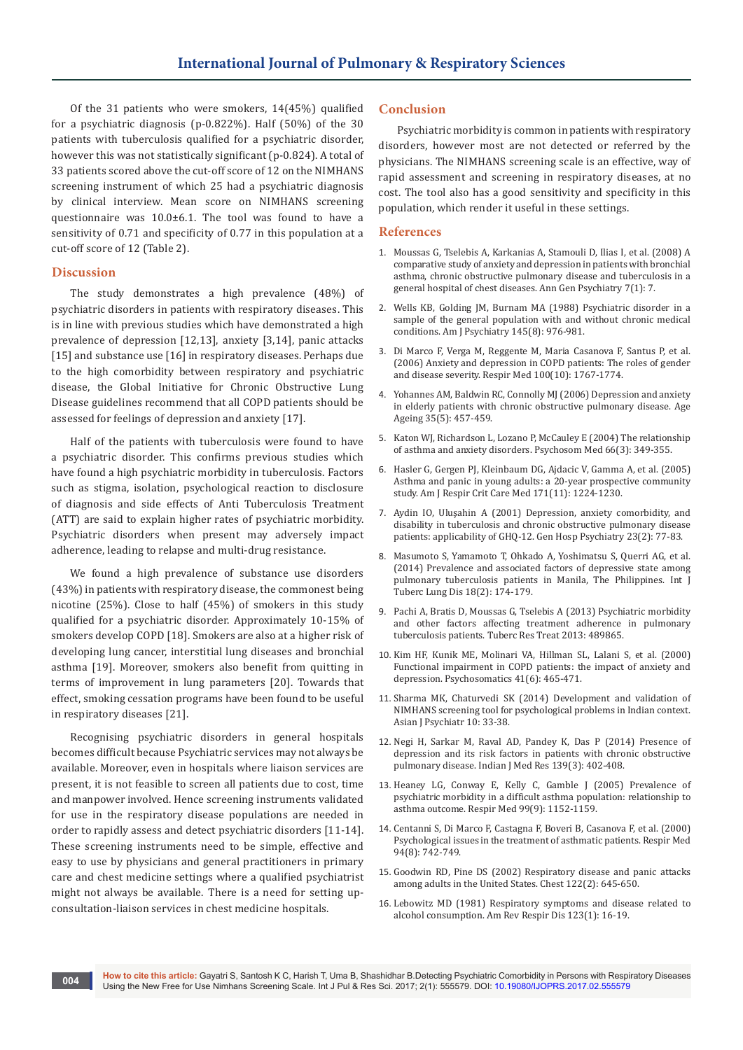Of the 31 patients who were smokers, 14(45%) qualified for a psychiatric diagnosis (p-0.822%). Half (50%) of the 30 patients with tuberculosis qualified for a psychiatric disorder, however this was not statistically significant (p-0.824). A total of 33 patients scored above the cut-off score of 12 on the NIMHANS screening instrument of which 25 had a psychiatric diagnosis by clinical interview. Mean score on NIMHANS screening questionnaire was 10.0±6.1. The tool was found to have a sensitivity of 0.71 and specificity of 0.77 in this population at a cut-off score of 12 (Table 2).

## Discussion

The study demonstrates a high prevalence (48%) of psychiatric disorders in patients with respiratory diseases. This is in line with previous studies which have demonstrated a high prevalence of depression [12,13], anxiety [3,14], panic attacks [15] and substance use [16] in respiratory diseases. Perhaps due to the high comorbidity between respiratory and psychiatric disease, the Global Initiative for Chronic Obstructive Lung Disease guidelines recommend that all COPD patients should be assessed for feelings of depression and anxiety [17].

Half of the patients with tuberculosis were found to have a psychiatric disorder. This confirms previous studies which have found a high psychiatric morbidity in tuberculosis. Factors such as stigma, isolation, psychological reaction to disclosure of diagnosis and side effects of Anti Tuberculosis Treatment (ATT) are said to explain higher rates of psychiatric morbidity. Psychiatric disorders when present may adversely impact adherence, leading to relapse and multi-drug resistance.

We found a high prevalence of substance use disorders (43%) in patients with respiratory disease, the commonest being nicotine (25%). Close to half (45%) of smokers in this study qualified for a psychiatric disorder. Approximately 10-15% of smokers develop COPD [18]. Smokers are also at a higher risk of developing lung cancer, interstitial lung diseases and bronchial asthma [19]. Moreover, smokers also benefit from quitting in terms of improvement in lung parameters [20]. Towards that effect, smoking cessation programs have been found to be useful in respiratory diseases [21].

Recognising psychiatric disorders in general hospitals becomes difficult because Psychiatric services may not always be available. Moreover, even in hospitals where liaison services are present, it is not feasible to screen all patients due to cost, time and manpower involved. Hence screening instruments validated for use in the respiratory disease populations are needed in order to rapidly assess and detect psychiatric disorders [11-14]. These screening instruments need to be simple, effective and easy to use by physicians and general practitioners in primary care and chest medicine settings where a qualified psychiatrist might not always be available. There is a need for setting up-consultation-liaison services in chest medicine hospitals.

## Conclusion

Psychiatric morbidity is common in patients with respiratory disorders, however most are not detected or referred by the physicians. The NIMHANS screening scale is an effective, way of rapid assessment and screening in respiratory diseases, at no cost. The tool also has a good sensitivity and specificity in this population, which render it useful in these settings.

## References

1. Moussas G, Tselebis A, Karkanias A, Stamouli D, Ilias I, et al. (2008) A comparative study of anxiety and depression in patients with bronchial asthma, chronic obstructive pulmonary disease and tuberculosis in a general hospital of chest diseases. Ann Gen Psychiatry 7(1): 7.
2. Wells KB, Golding JM, Burnam MA (1988) Psychiatric disorder in a sample of the general population with and without chronic medical conditions. Am J Psychiatry 145(8): 976-981.
3. Di Marco F, Verga M, Reggente M, Maria Casanova F, Santus P, et al. (2006) Anxiety and depression in COPD patients: The roles of gender and disease severity. Respir Med 100(10): 1767-1774.
4. Yohannes AM, Baldwin RC, Connolly MJ (2006) Depression and anxiety in elderly patients with chronic obstructive pulmonary disease. Age Ageing 35(5): 457-459.
5. Katon WJ, Richardson L, Lozano P, McCauley E (2004) The relationship of asthma and anxiety disorders. Psychosom Med 66(3): 349-355.
6. Hasler G, Gergen PJ, Kleinbaum DG, Ajdacic V, Gamma A, et al. (2005) Asthma and panic in young adults: a 20-year prospective community study. Am J Respir Crit Care Med 171(11): 1224-1230.
7. Aydin IO, Uluşahin A (2001) Depression, anxiety comorbidity, and disability in tuberculosis and chronic obstructive pulmonary disease patients: applicability of GHQ-12. Gen Hosp Psychiatry 23(2): 77-83.
8. Masumoto S, Yamamoto T, Ohkado A, Yoshimatsu S, Querri AG, et al. (2014) Prevalence and associated factors of depressive state among pulmonary tuberculosis patients in Manila, The Philippines. Int J Tuberc Lung Dis 18(2): 174-179.
9. Pachi A, Bratis D, Moussas G, Tselebis A (2013) Psychiatric morbidity and other factors affecting treatment adherence in pulmonary tuberculosis patients. Tuberc Res Treat 2013: 489865.
10. Kim HF, Kunik ME, Molinari VA, Hillman SL, Lalani S, et al. (2000) Functional impairment in COPD patients: the impact of anxiety and depression. Psychosomatics 41(6): 465-471.
11. Sharma MK, Chaturvedi SK (2014) Development and validation of NIMHANS screening tool for psychological problems in Indian context. Asian J Psychiatr 10: 33-38.
12. Negi H, Sarkar M, Raval AD, Pandey K, Das P (2014) Presence of depression and its risk factors in patients with chronic obstructive pulmonary disease. Indian J Med Res 139(3): 402-408.
13. Heaney LG, Conway E, Kelly C, Gamble J (2005) Prevalence of psychiatric morbidity in a difficult asthma population: relationship to asthma outcome. Respir Med 99(9): 1152-1159.
14. Centanni S, Di Marco F, Castagna F, Boveri B, Casanova F, et al. (2000) Psychological issues in the treatment of asthmatic patients. Respir Med 94(8): 742-749.
15. Goodwin RD, Pine DS (2002) Respiratory disease and panic attacks among adults in the United States. Chest 122(2): 645-650.
16. Lebowitz MD (1981) Respiratory symptoms and disease related to alcohol consumption. Am Rev Respir Dis 123(1): 16-19.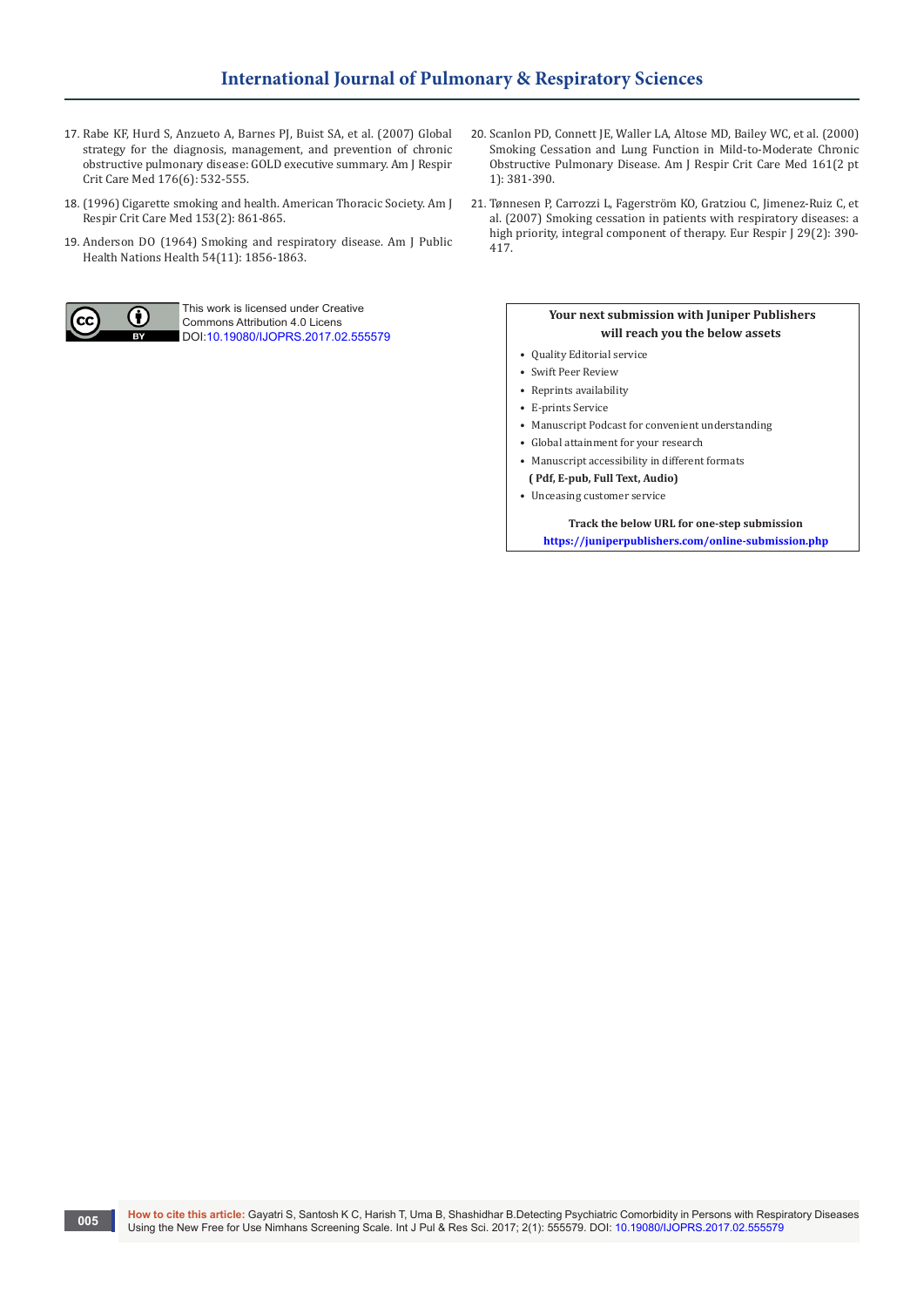17. Rabe KF, Hurd S, Anzueto A, Barnes PJ, Buist SA, et al. (2007) Global strategy for the diagnosis, management, and prevention of chronic obstructive pulmonary disease: GOLD executive summary. Am J Respir Crit Care Med 176(6): 532-555.
18. (1996) Cigarette smoking and health. American Thoracic Society. Am J Respir Crit Care Med 153(2): 861-865.
19. Anderson DO (1964) Smoking and respiratory disease. Am J Public Health Nations Health 54(11): 1856-1863.
20. Scanlon PD, Connett JE, Waller LA, Altose MD, Bailey WC, et al. (2000) Smoking Cessation and Lung Function in Mild-to-Moderate Chronic Obstructive Pulmonary Disease. Am J Respir Crit Care Med 161(2 pt 1): 381-390.
21. Tønnesen P, Carrozzi L, Fagerström KO, Gratziou C, Jimenez-Ruiz C, et al. (2007) Smoking cessation in patients with respiratory diseases: a high priority, integral component of therapy. Eur Respir J 29(2): 390-417.

This work is licensed under Creative Commons Attribution 4.0 Licens
DOI:10.19080/IJOPRS.2017.02.555579

**Your next submission with Juniper Publishers will reach you the below assets**

- Quality Editorial service
- Swift Peer Review
- Reprints availability
- E-prints Service
- Manuscript Podcast for convenient understanding
- Global attainment for your research
- Manuscript accessibility in different formats

  **( Pdf, E-pub, Full Text, Audio)**
- Unceasing customer service

**Track the below URL for one-step submission**
**https://juniperpublishers.com/online-submission.php**

**How to cite this article:** Gayatri S, Santosh K C, Harish T, Uma B, Shashidhar B.Detecting Psychiatric Comorbidity in Persons with Respiratory Diseases Using the New Free for Use Nimhans Screening Scale. Int J Pul & Res Sci. 2017; 2(1): 555579. DOI: 10.19080/IJOPRS.2017.02.555579